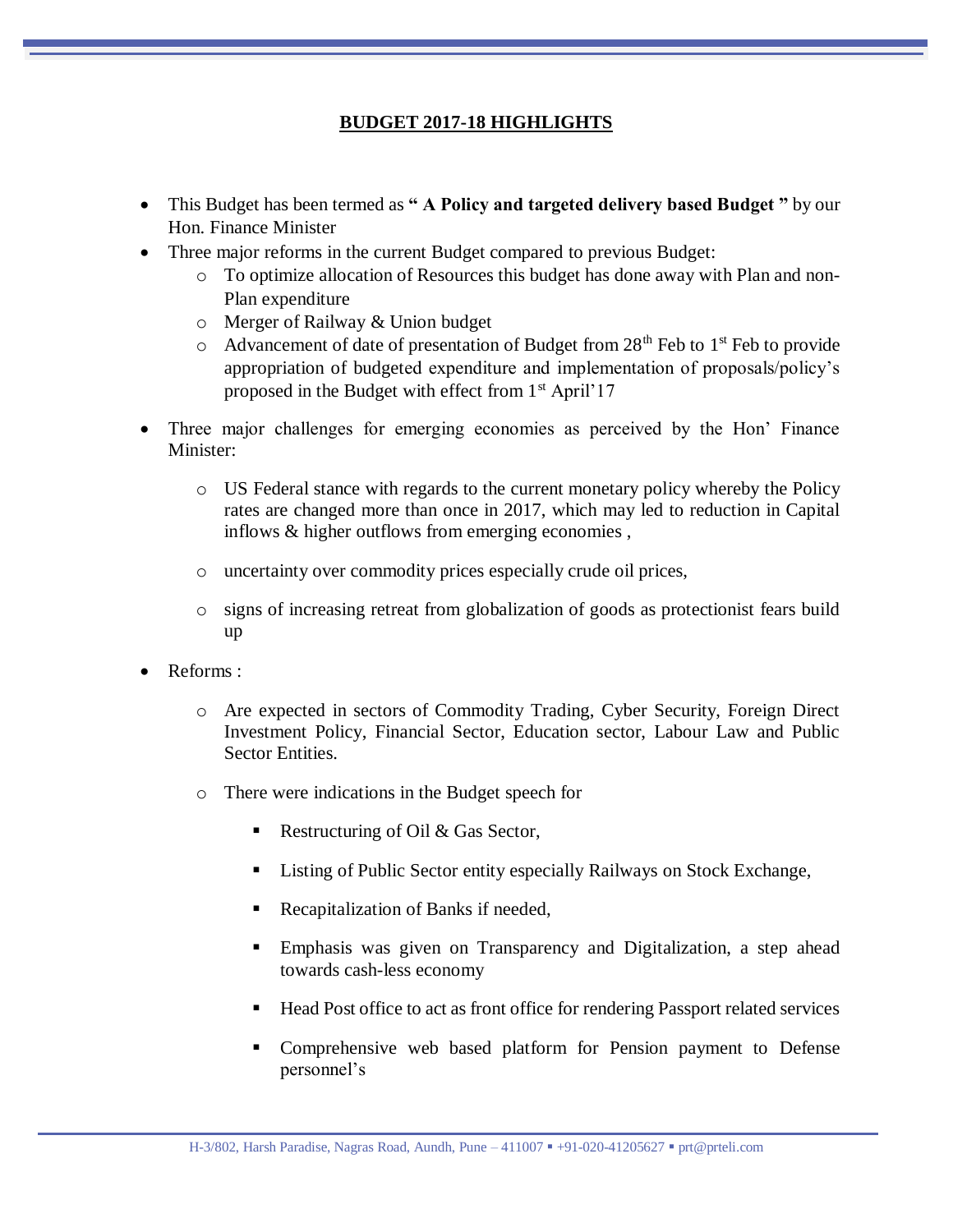# BUDGET 2017-18 HIGHLIGHTS

- This Budget has been termed as **" A Policy and targeted delivery based Budget "** by our Hon. Finance Minister
- Three major reforms in the current Budget compared to previous Budget:
  - To optimize allocation of Resources this budget has done away with Plan and non-Plan expenditure
  - Merger of Railway & Union budget
  - Advancement of date of presentation of Budget from 28th Feb to 1st Feb to provide appropriation of budgeted expenditure and implementation of proposals/policy's proposed in the Budget with effect from 1st April'17
- Three major challenges for emerging economies as perceived by the Hon' Finance Minister:
  - US Federal stance with regards to the current monetary policy whereby the Policy rates are changed more than once in 2017, which may led to reduction in Capital inflows & higher outflows from emerging economies ,
  - uncertainty over commodity prices especially crude oil prices,
  - signs of increasing retreat from globalization of goods as protectionist fears build up
- Reforms :
  - Are expected in sectors of Commodity Trading, Cyber Security, Foreign Direct Investment Policy, Financial Sector, Education sector, Labour Law and Public Sector Entities.
  - There were indications in the Budget speech for
    - Restructuring of Oil & Gas Sector,
    - Listing of Public Sector entity especially Railways on Stock Exchange,
    - Recapitalization of Banks if needed,
    - Emphasis was given on Transparency and Digitalization, a step ahead towards cash-less economy
    - Head Post office to act as front office for rendering Passport related services
    - Comprehensive web based platform for Pension payment to Defense personnel's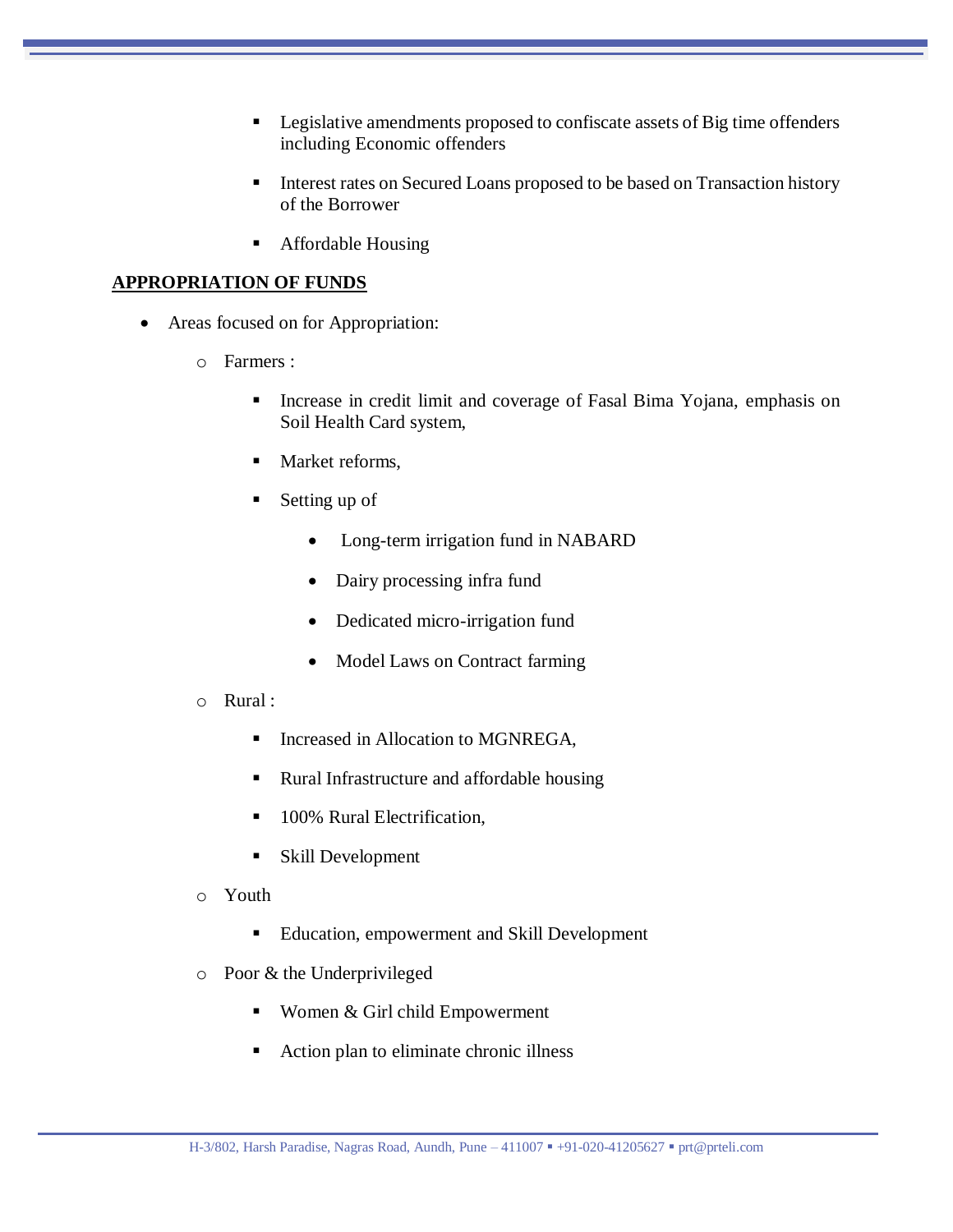- Legislative amendments proposed to confiscate assets of Big time offenders including Economic offenders
- Interest rates on Secured Loans proposed to be based on Transaction history of the Borrower
- Affordable Housing

## APPROPRIATION OF FUNDS

- Areas focused on for Appropriation:
  - Farmers :
    - Increase in credit limit and coverage of Fasal Bima Yojana, emphasis on Soil Health Card system,
    - Market reforms,
    - Setting up of
      - Long-term irrigation fund in NABARD
      - Dairy processing infra fund
      - Dedicated micro-irrigation fund
      - Model Laws on Contract farming
  - Rural :
    - Increased in Allocation to MGNREGA,
    - Rural Infrastructure and affordable housing
    - 100% Rural Electrification,
    - Skill Development
  - Youth
    - Education, empowerment and Skill Development
  - Poor & the Underprivileged
    - Women & Girl child Empowerment
    - Action plan to eliminate chronic illness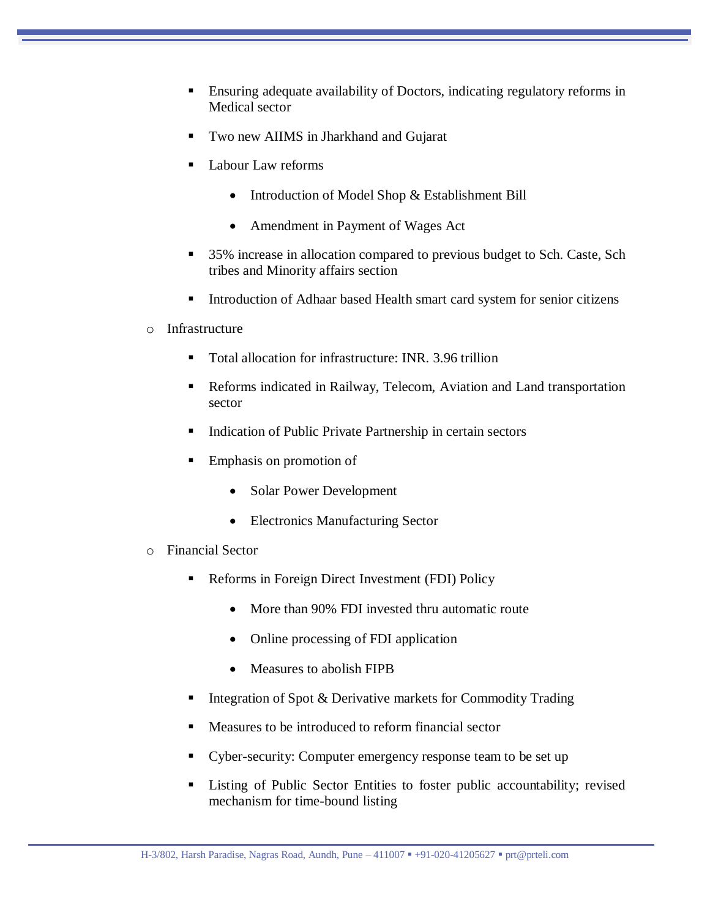- Ensuring adequate availability of Doctors, indicating regulatory reforms in Medical sector
    - Two new AIIMS in Jharkhand and Gujarat
    - Labour Law reforms
        - Introduction of Model Shop & Establishment Bill
        - Amendment in Payment of Wages Act
    - 35% increase in allocation compared to previous budget to Sch. Caste, Sch tribes and Minority affairs section
    - Introduction of Adhaar based Health smart card system for senior citizens
- Infrastructure
    - Total allocation for infrastructure: INR. 3.96 trillion
    - Reforms indicated in Railway, Telecom, Aviation and Land transportation sector
    - Indication of Public Private Partnership in certain sectors
    - Emphasis on promotion of
        - Solar Power Development
        - Electronics Manufacturing Sector
- Financial Sector
    - Reforms in Foreign Direct Investment (FDI) Policy
        - More than 90% FDI invested thru automatic route
        - Online processing of FDI application
        - Measures to abolish FIPB
    - Integration of Spot & Derivative markets for Commodity Trading
    - Measures to be introduced to reform financial sector
    - Cyber-security: Computer emergency response team to be set up
    - Listing of Public Sector Entities to foster public accountability; revised mechanism for time-bound listing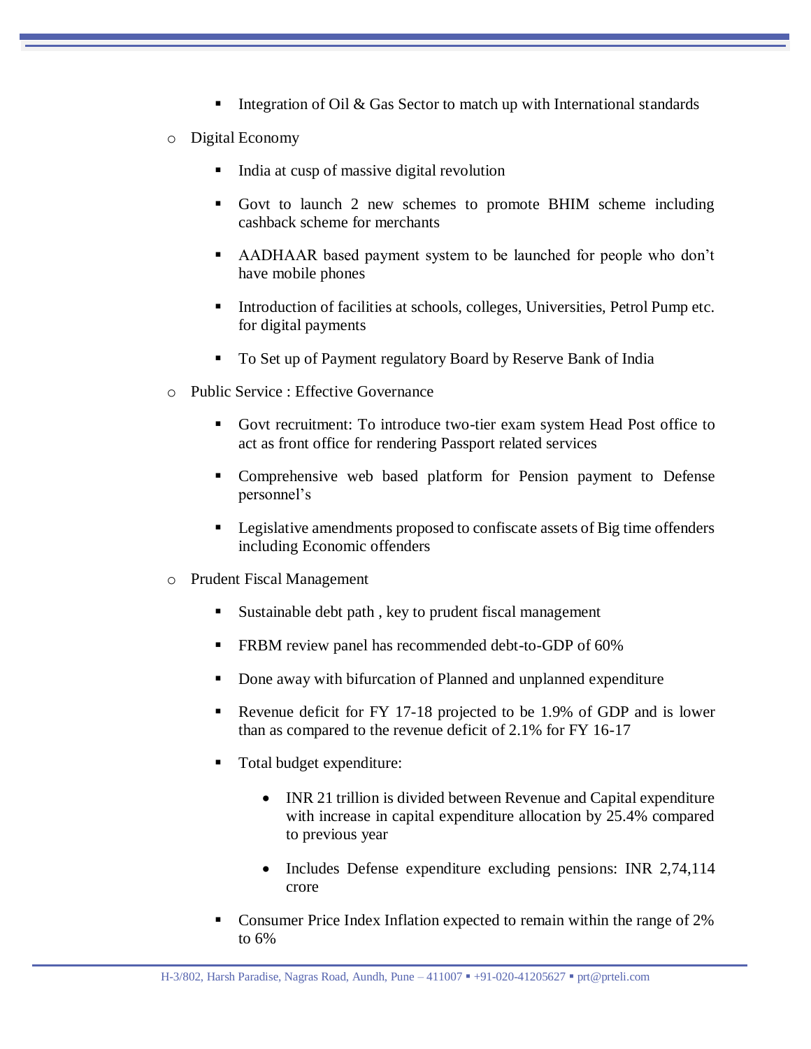- Integration of Oil & Gas Sector to match up with International standards
- Digital Economy
    - India at cusp of massive digital revolution
    - Govt to launch 2 new schemes to promote BHIM scheme including cashback scheme for merchants
    - AADHAAR based payment system to be launched for people who don't have mobile phones
    - Introduction of facilities at schools, colleges, Universities, Petrol Pump etc. for digital payments
    - To Set up of Payment regulatory Board by Reserve Bank of India
- Public Service : Effective Governance
    - Govt recruitment: To introduce two-tier exam system Head Post office to act as front office for rendering Passport related services
    - Comprehensive web based platform for Pension payment to Defense personnel's
    - Legislative amendments proposed to confiscate assets of Big time offenders including Economic offenders
- Prudent Fiscal Management
    - Sustainable debt path , key to prudent fiscal management
    - FRBM review panel has recommended debt-to-GDP of 60%
    - Done away with bifurcation of Planned and unplanned expenditure
    - Revenue deficit for FY 17-18 projected to be 1.9% of GDP and is lower than as compared to the revenue deficit of 2.1% for FY 16-17
    - Total budget expenditure:
        - INR 21 trillion is divided between Revenue and Capital expenditure with increase in capital expenditure allocation by 25.4% compared to previous year
        - Includes Defense expenditure excluding pensions: INR 2,74,114 crore
    - Consumer Price Index Inflation expected to remain within the range of 2% to 6%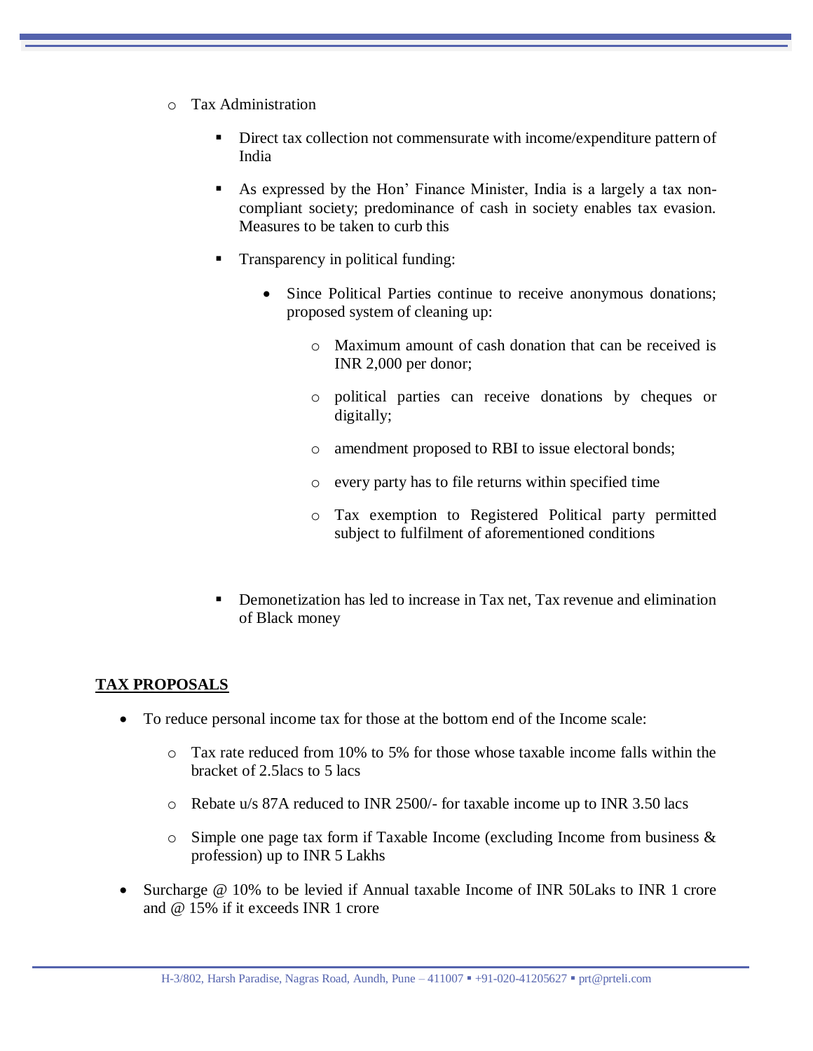- Tax Administration

    - Direct tax collection not commensurate with income/expenditure pattern of India

    - As expressed by the Hon' Finance Minister, India is a largely a tax non-compliant society; predominance of cash in society enables tax evasion. Measures to be taken to curb this

    - Transparency in political funding:

        - Since Political Parties continue to receive anonymous donations; proposed system of cleaning up:

            - Maximum amount of cash donation that can be received is INR 2,000 per donor;

            - political parties can receive donations by cheques or digitally;

            - amendment proposed to RBI to issue electoral bonds;

            - every party has to file returns within specified time

            - Tax exemption to Registered Political party permitted subject to fulfilment of aforementioned conditions

    - Demonetization has led to increase in Tax net, Tax revenue and elimination of Black money

**<u>TAX PROPOSALS</u>**

- To reduce personal income tax for those at the bottom end of the Income scale:

    - Tax rate reduced from 10% to 5% for those whose taxable income falls within the bracket of 2.5lacs to 5 lacs

    - Rebate u/s 87A reduced to INR 2500/- for taxable income up to INR 3.50 lacs

    - Simple one page tax form if Taxable Income (excluding Income from business & profession) up to INR 5 Lakhs

- Surcharge @ 10% to be levied if Annual taxable Income of INR 50Laks to INR 1 crore and @ 15% if it exceeds INR 1 crore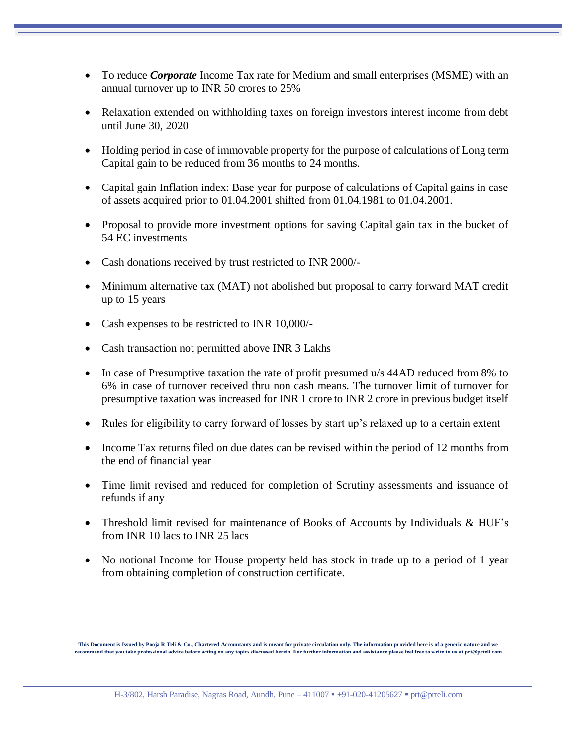- To reduce ***Corporate*** Income Tax rate for Medium and small enterprises (MSME) with an annual turnover up to INR 50 crores to 25%

- Relaxation extended on withholding taxes on foreign investors interest income from debt until June 30, 2020

- Holding period in case of immovable property for the purpose of calculations of Long term Capital gain to be reduced from 36 months to 24 months.

- Capital gain Inflation index: Base year for purpose of calculations of Capital gains in case of assets acquired prior to 01.04.2001 shifted from 01.04.1981 to 01.04.2001.

- Proposal to provide more investment options for saving Capital gain tax in the bucket of 54 EC investments

- Cash donations received by trust restricted to INR 2000/-

- Minimum alternative tax (MAT) not abolished but proposal to carry forward MAT credit up to 15 years

- Cash expenses to be restricted to INR 10,000/-

- Cash transaction not permitted above INR 3 Lakhs

- In case of Presumptive taxation the rate of profit presumed u/s 44AD reduced from 8% to 6% in case of turnover received thru non cash means. The turnover limit of turnover for presumptive taxation was increased for INR 1 crore to INR 2 crore in previous budget itself

- Rules for eligibility to carry forward of losses by start up's relaxed up to a certain extent

- Income Tax returns filed on due dates can be revised within the period of 12 months from the end of financial year

- Time limit revised and reduced for completion of Scrutiny assessments and issuance of refunds if any

- Threshold limit revised for maintenance of Books of Accounts by Individuals & HUF's from INR 10 lacs to INR 25 lacs

- No notional Income for House property held has stock in trade up to a period of 1 year from obtaining completion of construction certificate.

**This Document is Issued by Pooja R Teli & Co., Chartered Accountants and is meant for private circulation only. The information provided here is of a generic nature and we recommend that you take professional advice before acting on any topics discussed herein. For further information and assistance please feel free to write to us at prt@prteli.com**